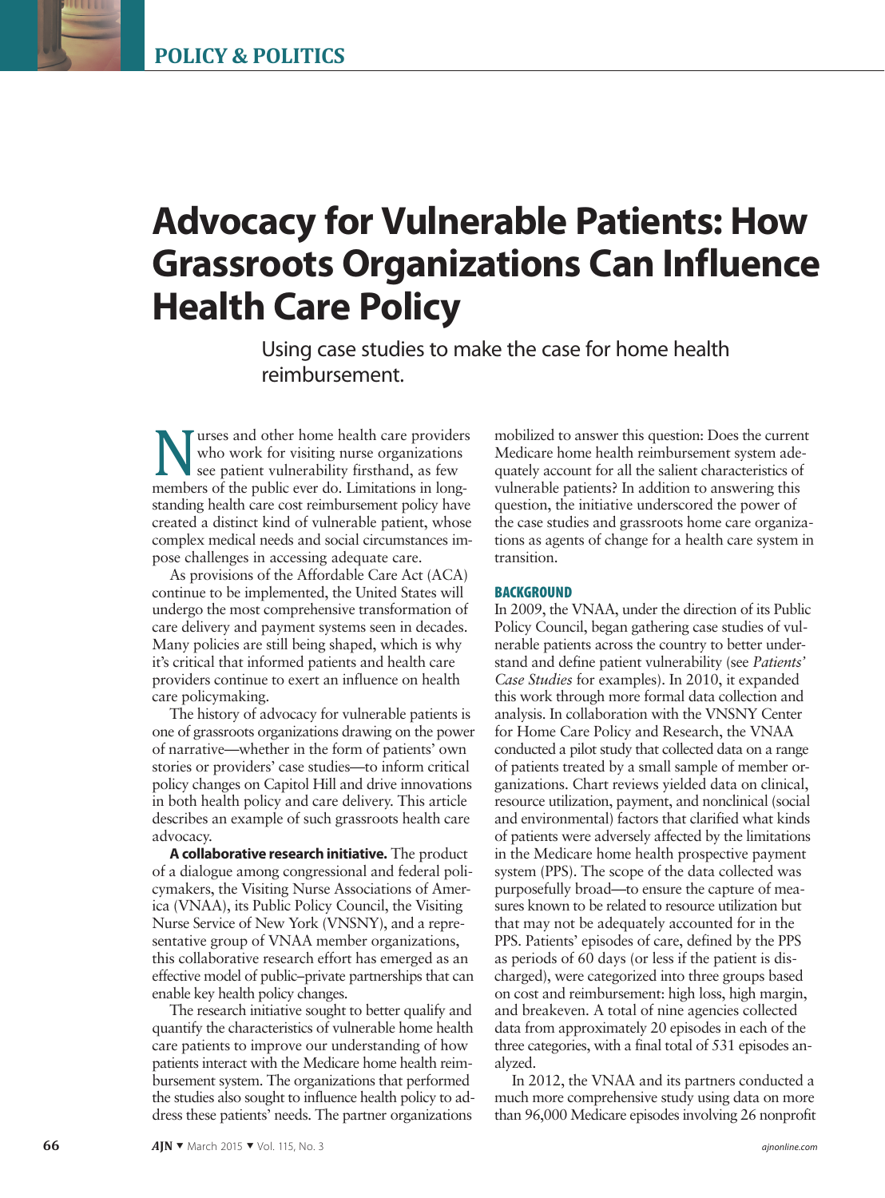POLICY & POLITICS

# Advocacy for Vulnerable Patients: How Grassroots Organizations Can Influence Health Care Policy

Using case studies to make the case for home health reimbursement.

Nurses and other home health care providers who work for visiting nurse organizations see patient vulnerability firsthand, as few members of the public ever do. Limitations in longstanding health care cost reimbursement policy have created a distinct kind of vulnerable patient, whose complex medical needs and social circumstances impose challenges in accessing adequate care.

As provisions of the Affordable Care Act (ACA) continue to be implemented, the United States will undergo the most comprehensive transformation of care delivery and payment systems seen in decades. Many policies are still being shaped, which is why it's critical that informed patients and health care providers continue to exert an influence on health care policymaking.

The history of advocacy for vulnerable patients is one of grassroots organizations drawing on the power of narrative—whether in the form of patients' own stories or providers' case studies—to inform critical policy changes on Capitol Hill and drive innovations in both health policy and care delivery. This article describes an example of such grassroots health care advocacy.

**A collaborative research initiative.** The product of a dialogue among congressional and federal policymakers, the Visiting Nurse Associations of America (VNAA), its Public Policy Council, the Visiting Nurse Service of New York (VNSNY), and a representative group of VNAA member organizations, this collaborative research effort has emerged as an effective model of public–private partnerships that can enable key health policy changes.

The research initiative sought to better qualify and quantify the characteristics of vulnerable home health care patients to improve our understanding of how patients interact with the Medicare home health reimbursement system. The organizations that performed the studies also sought to influence health policy to address these patients' needs. The partner organizations mobilized to answer this question: Does the current Medicare home health reimbursement system adequately account for all the salient characteristics of vulnerable patients? In addition to answering this question, the initiative underscored the power of the case studies and grassroots home care organizations as agents of change for a health care system in transition.

## BACKGROUND

In 2009, the VNAA, under the direction of its Public Policy Council, began gathering case studies of vulnerable patients across the country to better understand and define patient vulnerability (see *Patients' Case Studies* for examples). In 2010, it expanded this work through more formal data collection and analysis. In collaboration with the VNSNY Center for Home Care Policy and Research, the VNAA conducted a pilot study that collected data on a range of patients treated by a small sample of member organizations. Chart reviews yielded data on clinical, resource utilization, payment, and nonclinical (social and environmental) factors that clarified what kinds of patients were adversely affected by the limitations in the Medicare home health prospective payment system (PPS). The scope of the data collected was purposefully broad—to ensure the capture of measures known to be related to resource utilization but that may not be adequately accounted for in the PPS. Patients' episodes of care, defined by the PPS as periods of 60 days (or less if the patient is discharged), were categorized into three groups based on cost and reimbursement: high loss, high margin, and breakeven. A total of nine agencies collected data from approximately 20 episodes in each of the three categories, with a final total of 531 episodes analyzed.

In 2012, the VNAA and its partners conducted a much more comprehensive study using data on more than 96,000 Medicare episodes involving 26 nonprofit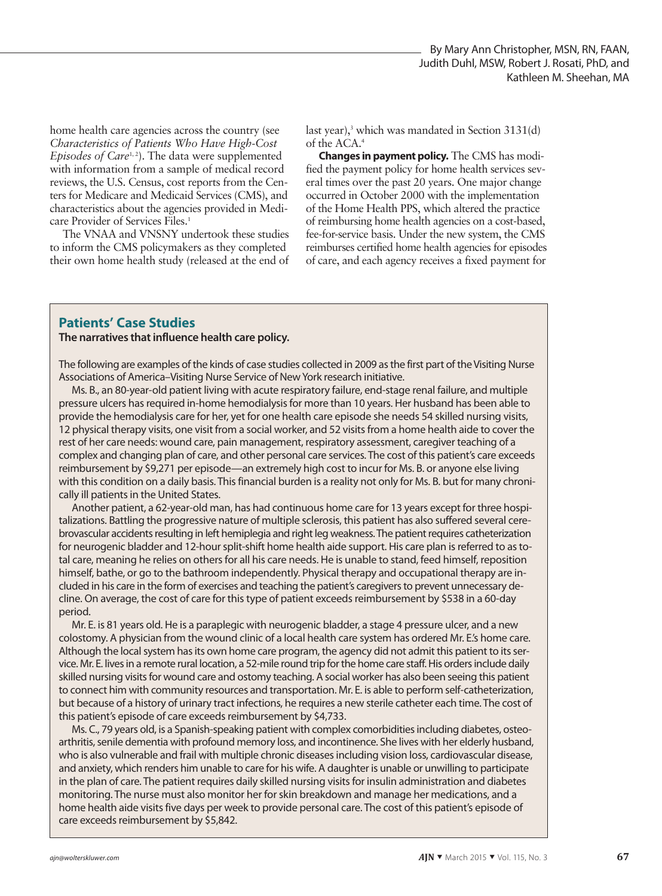By Mary Ann Christopher, MSN, RN, FAAN, Judith Duhl, MSW, Robert J. Rosati, PhD, and Kathleen M. Sheehan, MA

home health care agencies across the country (see *Characteristics of Patients Who Have High-Cost Episodes of Care*[1,2]). The data were supplemented with information from a sample of medical record reviews, the U.S. Census, cost reports from the Centers for Medicare and Medicaid Services (CMS), and characteristics about the agencies provided in Medicare Provider of Services Files.[1]

The VNAA and VNSNY undertook these studies to inform the CMS policymakers as they completed their own home health study (released at the end of last year),[3] which was mandated in Section 3131(d) of the ACA.[4]

**Changes in payment policy.** The CMS has modified the payment policy for home health services several times over the past 20 years. One major change occurred in October 2000 with the implementation of the Home Health PPS, which altered the practice of reimbursing home health agencies on a cost-based, fee-for-service basis. Under the new system, the CMS reimburses certified home health agencies for episodes of care, and each agency receives a fixed payment for

## Patients' Case Studies

**The narratives that influence health care policy.**

The following are examples of the kinds of case studies collected in 2009 as the first part of the Visiting Nurse Associations of America–Visiting Nurse Service of New York research initiative.

Ms. B., an 80-year-old patient living with acute respiratory failure, end-stage renal failure, and multiple pressure ulcers has required in-home hemodialysis for more than 10 years. Her husband has been able to provide the hemodialysis care for her, yet for one health care episode she needs 54 skilled nursing visits, 12 physical therapy visits, one visit from a social worker, and 52 visits from a home health aide to cover the rest of her care needs: wound care, pain management, respiratory assessment, caregiver teaching of a complex and changing plan of care, and other personal care services. The cost of this patient's care exceeds reimbursement by $9,271 per episode—an extremely high cost to incur for Ms. B. or anyone else living with this condition on a daily basis. This financial burden is a reality not only for Ms. B. but for many chronically ill patients in the United States.

Another patient, a 62-year-old man, has had continuous home care for 13 years except for three hospitalizations. Battling the progressive nature of multiple sclerosis, this patient has also suffered several cerebrovascular accidents resulting in left hemiplegia and right leg weakness. The patient requires catheterization for neurogenic bladder and 12-hour split-shift home health aide support. His care plan is referred to as total care, meaning he relies on others for all his care needs. He is unable to stand, feed himself, reposition himself, bathe, or go to the bathroom independently. Physical therapy and occupational therapy are included in his care in the form of exercises and teaching the patient's caregivers to prevent unnecessary decline. On average, the cost of care for this type of patient exceeds reimbursement by $538 in a 60-day period.

Mr. E. is 81 years old. He is a paraplegic with neurogenic bladder, a stage 4 pressure ulcer, and a new colostomy. A physician from the wound clinic of a local health care system has ordered Mr. E.'s home care. Although the local system has its own home care program, the agency did not admit this patient to its service. Mr. E. lives in a remote rural location, a 52-mile round trip for the home care staff. His orders include daily skilled nursing visits for wound care and ostomy teaching. A social worker has also been seeing this patient to connect him with community resources and transportation. Mr. E. is able to perform self-catheterization, but because of a history of urinary tract infections, he requires a new sterile catheter each time. The cost of this patient's episode of care exceeds reimbursement by $4,733.

Ms. C., 79 years old, is a Spanish-speaking patient with complex comorbidities including diabetes, osteoarthritis, senile dementia with profound memory loss, and incontinence. She lives with her elderly husband, who is also vulnerable and frail with multiple chronic diseases including vision loss, cardiovascular disease, and anxiety, which renders him unable to care for his wife. A daughter is unable or unwilling to participate in the plan of care. The patient requires daily skilled nursing visits for insulin administration and diabetes monitoring. The nurse must also monitor her for skin breakdown and manage her medications, and a home health aide visits five days per week to provide personal care. The cost of this patient's episode of care exceeds reimbursement by $5,842.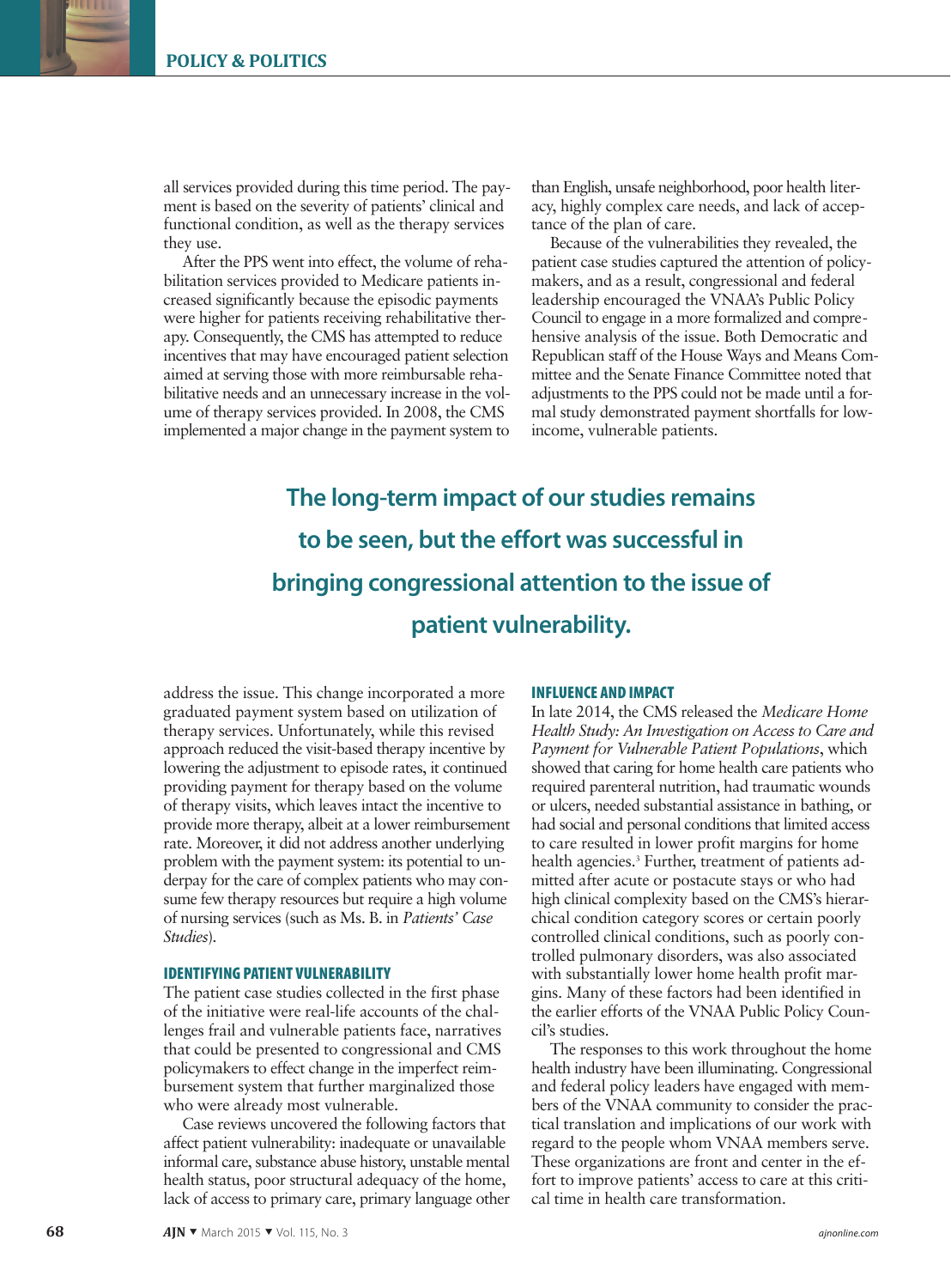all services provided during this time period. The payment is based on the severity of patients' clinical and functional condition, as well as the therapy services they use.

After the PPS went into effect, the volume of rehabilitation services provided to Medicare patients increased significantly because the episodic payments were higher for patients receiving rehabilitative therapy. Consequently, the CMS has attempted to reduce incentives that may have encouraged patient selection aimed at serving those with more reimbursable rehabilitative needs and an unnecessary increase in the volume of therapy services provided. In 2008, the CMS implemented a major change in the payment system to address the issue. This change incorporated a more graduated payment system based on utilization of therapy services. Unfortunately, while this revised approach reduced the visit-based therapy incentive by lowering the adjustment to episode rates, it continued providing payment for therapy based on the volume of therapy visits, which leaves intact the incentive to provide more therapy, albeit at a lower reimbursement rate. Moreover, it did not address another underlying problem with the payment system: its potential to underpay for the care of complex patients who may consume few therapy resources but require a high volume of nursing services (such as Ms. B. in *Patients' Case Studies*).

## IDENTIFYING PATIENT VULNERABILITY

The patient case studies collected in the first phase of the initiative were real-life accounts of the challenges frail and vulnerable patients face, narratives that could be presented to congressional and CMS policymakers to effect change in the imperfect reimbursement system that further marginalized those who were already most vulnerable.

Case reviews uncovered the following factors that affect patient vulnerability: inadequate or unavailable informal care, substance abuse history, unstable mental health status, poor structural adequacy of the home, lack of access to primary care, primary language other than English, unsafe neighborhood, poor health literacy, highly complex care needs, and lack of acceptance of the plan of care.

Because of the vulnerabilities they revealed, the patient case studies captured the attention of policymakers, and as a result, congressional and federal leadership encouraged the VNAA's Public Policy Council to engage in a more formalized and comprehensive analysis of the issue. Both Democratic and Republican staff of the House Ways and Means Committee and the Senate Finance Committee noted that adjustments to the PPS could not be made until a formal study demonstrated payment shortfalls for low-income, vulnerable patients.

**The long-term impact of our studies remains to be seen, but the effort was successful in bringing congressional attention to the issue of patient vulnerability.**

## INFLUENCE AND IMPACT

In late 2014, the CMS released the *Medicare Home Health Study: An Investigation on Access to Care and Payment for Vulnerable Patient Populations*, which showed that caring for home health care patients who required parenteral nutrition, had traumatic wounds or ulcers, needed substantial assistance in bathing, or had social and personal conditions that limited access to care resulted in lower profit margins for home health agencies.[3] Further, treatment of patients admitted after acute or postacute stays or who had high clinical complexity based on the CMS's hierarchical condition category scores or certain poorly controlled clinical conditions, such as poorly controlled pulmonary disorders, was also associated with substantially lower home health profit margins. Many of these factors had been identified in the earlier efforts of the VNAA Public Policy Council's studies.

The responses to this work throughout the home health industry have been illuminating. Congressional and federal policy leaders have engaged with members of the VNAA community to consider the practical translation and implications of our work with regard to the people whom VNAA members serve. These organizations are front and center in the effort to improve patients' access to care at this critical time in health care transformation.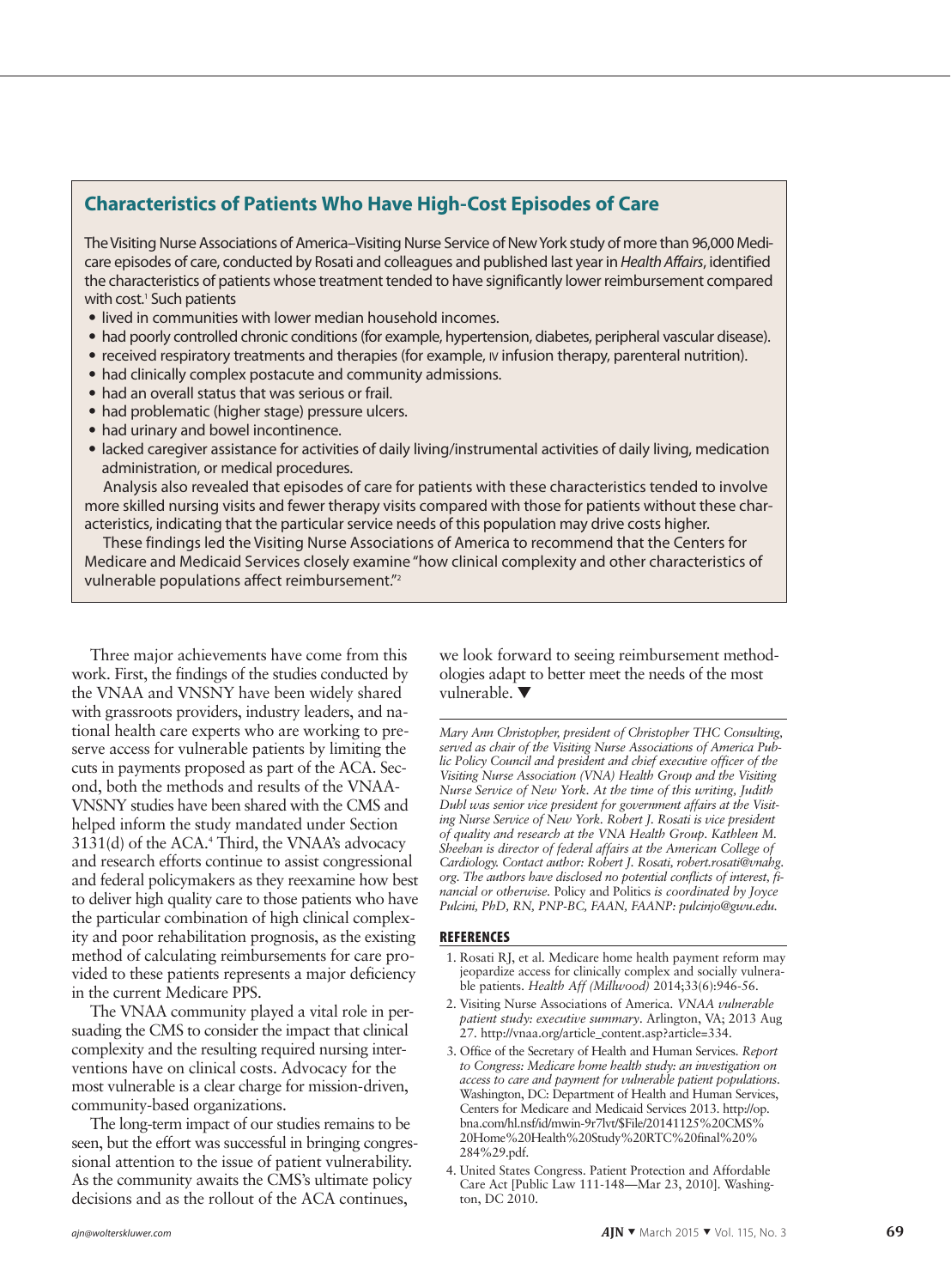## Characteristics of Patients Who Have High-Cost Episodes of Care

The Visiting Nurse Associations of America–Visiting Nurse Service of New York study of more than 96,000 Medicare episodes of care, conducted by Rosati and colleagues and published last year in *Health Affairs*, identified the characteristics of patients whose treatment tended to have significantly lower reimbursement compared with cost.[1] Such patients

- lived in communities with lower median household incomes.
- had poorly controlled chronic conditions (for example, hypertension, diabetes, peripheral vascular disease).
- received respiratory treatments and therapies (for example, IV infusion therapy, parenteral nutrition).
- had clinically complex postacute and community admissions.
- had an overall status that was serious or frail.
- had problematic (higher stage) pressure ulcers.
- had urinary and bowel incontinence.
- lacked caregiver assistance for activities of daily living/instrumental activities of daily living, medication administration, or medical procedures.

Analysis also revealed that episodes of care for patients with these characteristics tended to involve more skilled nursing visits and fewer therapy visits compared with those for patients without these characteristics, indicating that the particular service needs of this population may drive costs higher.

These findings led the Visiting Nurse Associations of America to recommend that the Centers for Medicare and Medicaid Services closely examine "how clinical complexity and other characteristics of vulnerable populations affect reimbursement."[2]

Three major achievements have come from this work. First, the findings of the studies conducted by the VNAA and VNSNY have been widely shared with grassroots providers, industry leaders, and national health care experts who are working to preserve access for vulnerable patients by limiting the cuts in payments proposed as part of the ACA. Second, both the methods and results of the VNAA-VNSNY studies have been shared with the CMS and helped inform the study mandated under Section 3131(d) of the ACA.[4] Third, the VNAA's advocacy and research efforts continue to assist congressional and federal policymakers as they reexamine how best to deliver high quality care to those patients who have the particular combination of high clinical complexity and poor rehabilitation prognosis, as the existing method of calculating reimbursements for care provided to these patients represents a major deficiency in the current Medicare PPS.

The VNAA community played a vital role in persuading the CMS to consider the impact that clinical complexity and the resulting required nursing interventions have on clinical costs. Advocacy for the most vulnerable is a clear charge for mission-driven, community-based organizations.

The long-term impact of our studies remains to be seen, but the effort was successful in bringing congressional attention to the issue of patient vulnerability. As the community awaits the CMS's ultimate policy decisions and as the rollout of the ACA continues, we look forward to seeing reimbursement methodologies adapt to better meet the needs of the most vulnerable. ▼

*Mary Ann Christopher, president of Christopher THC Consulting, served as chair of the Visiting Nurse Associations of America Public Policy Council and president and chief executive officer of the Visiting Nurse Association (VNA) Health Group and the Visiting Nurse Service of New York. At the time of this writing, Judith Duhl was senior vice president for government affairs at the Visiting Nurse Service of New York. Robert J. Rosati is vice president of quality and research at the VNA Health Group. Kathleen M. Sheehan is director of federal affairs at the American College of Cardiology. Contact author: Robert J. Rosati, robert.rosati@vnahg.org. The authors have disclosed no potential conflicts of interest, financial or otherwise.* Policy and Politics *is coordinated by Joyce Pulcini, PhD, RN, PNP-BC, FAAN, FAANP: pulcinjo@gwu.edu.*

### REFERENCES

1. Rosati RJ, et al. Medicare home health payment reform may jeopardize access for clinically complex and socially vulnerable patients. *Health Aff (Millwood)* 2014;33(6):946-56.
2. Visiting Nurse Associations of America. *VNAA vulnerable patient study: executive summary*. Arlington, VA; 2013 Aug 27. http://vnaa.org/article_content.asp?article=334.
3. Office of the Secretary of Health and Human Services. *Report to Congress: Medicare home health study: an investigation on access to care and payment for vulnerable patient populations*. Washington, DC: Department of Health and Human Services, Centers for Medicare and Medicaid Services 2013. http://op.bna.com/hl.nsf/id/mwin-9r7lvt/$File/20141125%20CMS%20Home%20Health%20Study%20RTC%20final%20%284%29.pdf.
4. United States Congress. Patient Protection and Affordable Care Act [Public Law 111-148—Mar 23, 2010]. Washington, DC 2010.